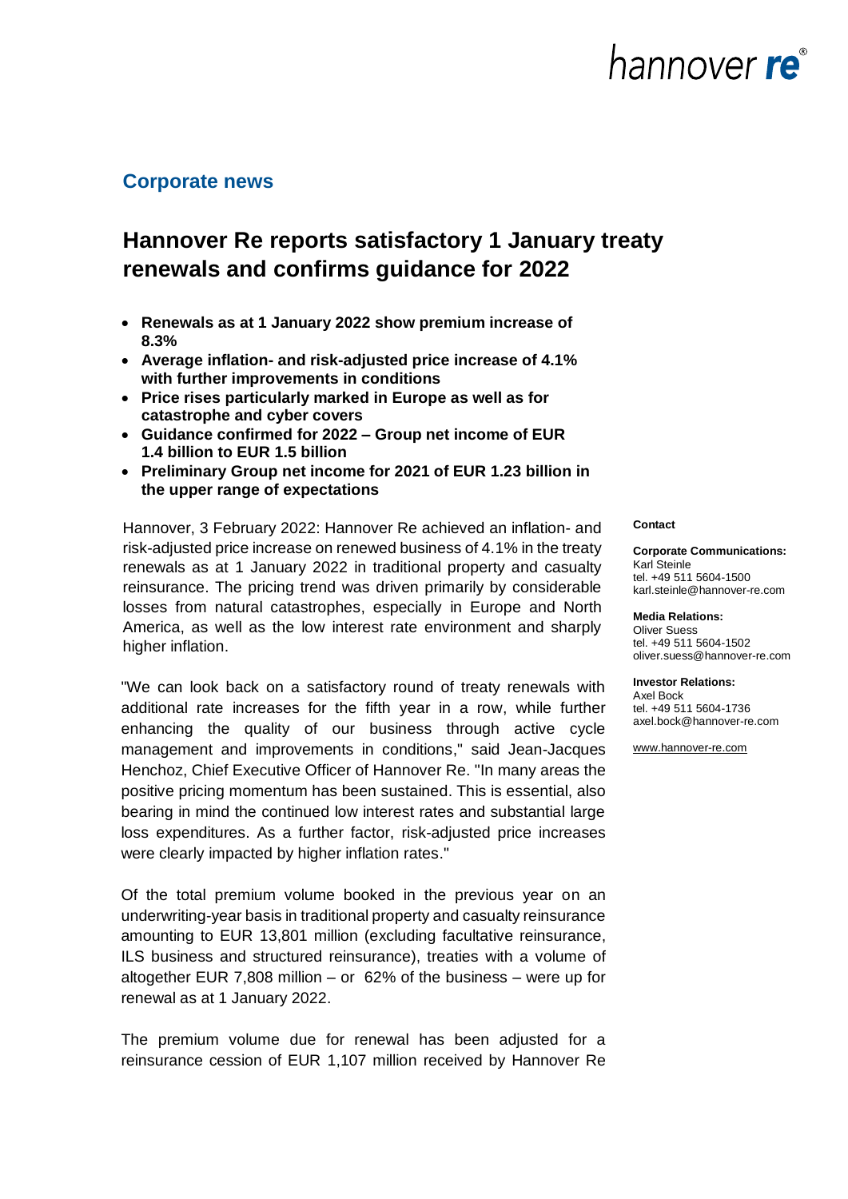## Corporate news

# Hannover Re reports satisfactory 1 January treaty renewals and confirms guidance for 2022

- **Renewals as at 1 January 2022 show premium increase of 8.3%**
- **Average inflation- and risk-adjusted price increase of 4.1% with further improvements in conditions**
- **Price rises particularly marked in Europe as well as for catastrophe and cyber covers**
- **Guidance confirmed for 2022 – Group net income of EUR 1.4 billion to EUR 1.5 billion**
- **Preliminary Group net income for 2021 of EUR 1.23 billion in the upper range of expectations**

Hannover, 3 February 2022: Hannover Re achieved an inflation- and risk-adjusted price increase on renewed business of 4.1% in the treaty renewals as at 1 January 2022 in traditional property and casualty reinsurance. The pricing trend was driven primarily by considerable losses from natural catastrophes, especially in Europe and North America, as well as the low interest rate environment and sharply higher inflation.

"We can look back on a satisfactory round of treaty renewals with additional rate increases for the fifth year in a row, while further enhancing the quality of our business through active cycle management and improvements in conditions," said Jean-Jacques Henchoz, Chief Executive Officer of Hannover Re. "In many areas the positive pricing momentum has been sustained. This is essential, also bearing in mind the continued low interest rates and substantial large loss expenditures. As a further factor, risk-adjusted price increases were clearly impacted by higher inflation rates."

Of the total premium volume booked in the previous year on an underwriting-year basis in traditional property and casualty reinsurance amounting to EUR 13,801 million (excluding facultative reinsurance, ILS business and structured reinsurance), treaties with a volume of altogether EUR 7,808 million – or 62% of the business – were up for renewal as at 1 January 2022.

The premium volume due for renewal has been adjusted for a reinsurance cession of EUR 1,107 million received by Hannover Re

**Contact**

**Corporate Communications:**
Karl Steinle
tel. +49 511 5604-1500
karl.steinle@hannover-re.com

**Media Relations:**
Oliver Suess
tel. +49 511 5604-1502
oliver.suess@hannover-re.com

**Investor Relations:**
Axel Bock
tel. +49 511 5604-1736
axel.bock@hannover-re.com

www.hannover-re.com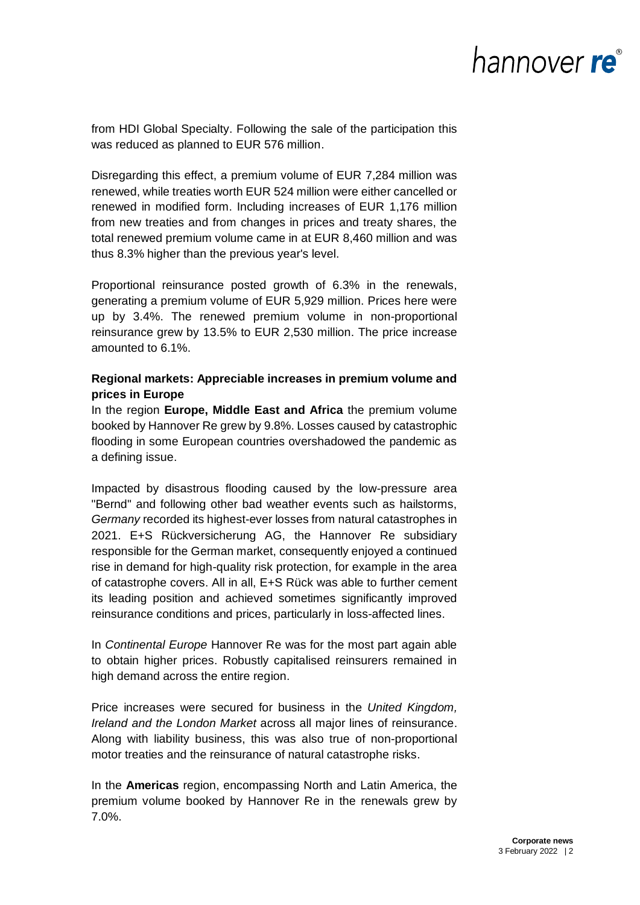from HDI Global Specialty. Following the sale of the participation this was reduced as planned to EUR 576 million.

Disregarding this effect, a premium volume of EUR 7,284 million was renewed, while treaties worth EUR 524 million were either cancelled or renewed in modified form. Including increases of EUR 1,176 million from new treaties and from changes in prices and treaty shares, the total renewed premium volume came in at EUR 8,460 million and was thus 8.3% higher than the previous year's level.

Proportional reinsurance posted growth of 6.3% in the renewals, generating a premium volume of EUR 5,929 million. Prices here were up by 3.4%. The renewed premium volume in non-proportional reinsurance grew by 13.5% to EUR 2,530 million. The price increase amounted to 6.1%.

**Regional markets: Appreciable increases in premium volume and prices in Europe**

In the region **Europe, Middle East and Africa** the premium volume booked by Hannover Re grew by 9.8%. Losses caused by catastrophic flooding in some European countries overshadowed the pandemic as a defining issue.

Impacted by disastrous flooding caused by the low-pressure area "Bernd" and following other bad weather events such as hailstorms, *Germany* recorded its highest-ever losses from natural catastrophes in 2021. E+S Rückversicherung AG, the Hannover Re subsidiary responsible for the German market, consequently enjoyed a continued rise in demand for high-quality risk protection, for example in the area of catastrophe covers. All in all, E+S Rück was able to further cement its leading position and achieved sometimes significantly improved reinsurance conditions and prices, particularly in loss-affected lines.

In *Continental Europe* Hannover Re was for the most part again able to obtain higher prices. Robustly capitalised reinsurers remained in high demand across the entire region.

Price increases were secured for business in the *United Kingdom, Ireland and the London Market* across all major lines of reinsurance. Along with liability business, this was also true of non-proportional motor treaties and the reinsurance of natural catastrophe risks.

In the **Americas** region, encompassing North and Latin America, the premium volume booked by Hannover Re in the renewals grew by 7.0%.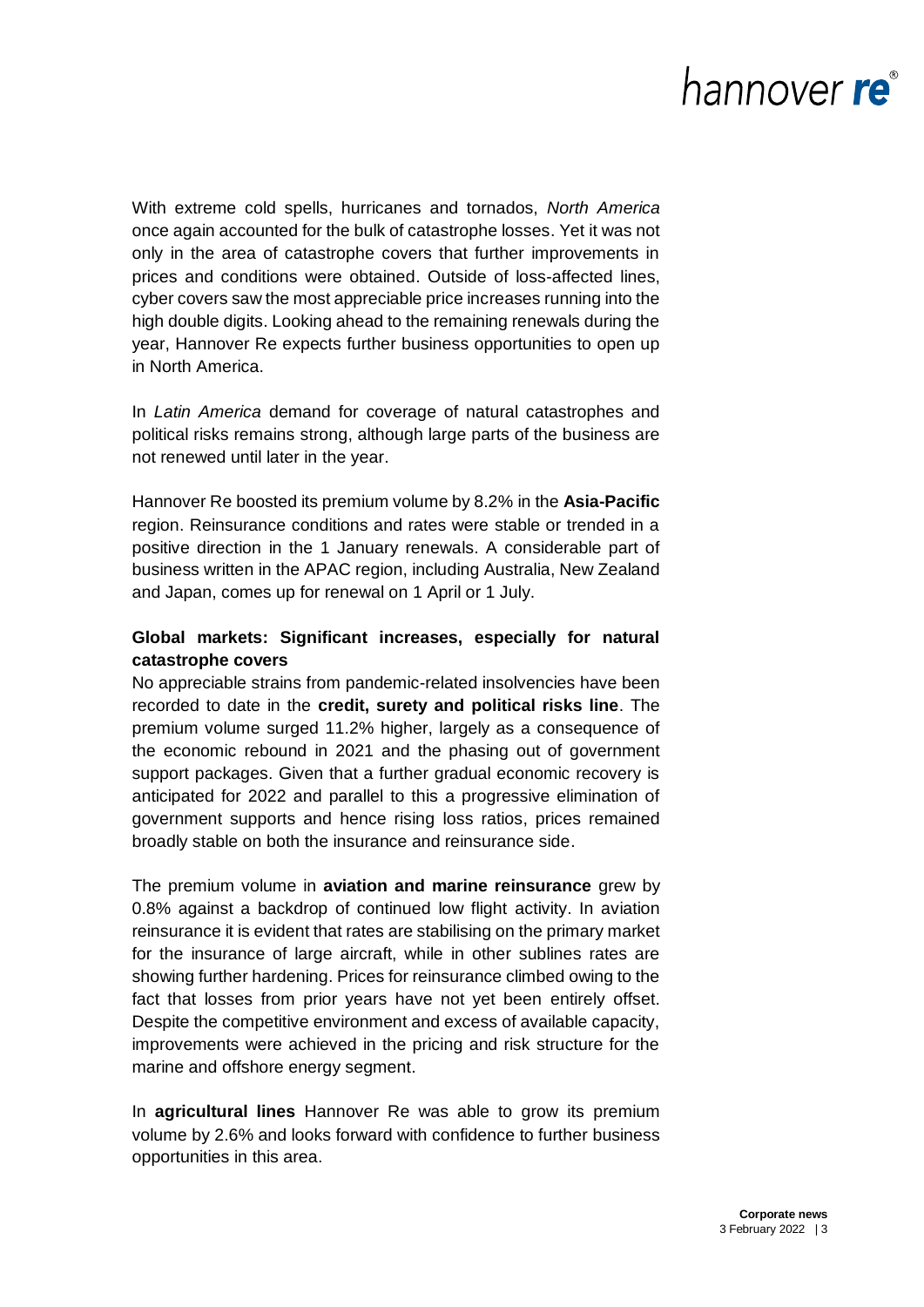With extreme cold spells, hurricanes and tornados, *North America* once again accounted for the bulk of catastrophe losses. Yet it was not only in the area of catastrophe covers that further improvements in prices and conditions were obtained. Outside of loss-affected lines, cyber covers saw the most appreciable price increases running into the high double digits. Looking ahead to the remaining renewals during the year, Hannover Re expects further business opportunities to open up in North America.

In *Latin America* demand for coverage of natural catastrophes and political risks remains strong, although large parts of the business are not renewed until later in the year.

Hannover Re boosted its premium volume by 8.2% in the **Asia-Pacific** region. Reinsurance conditions and rates were stable or trended in a positive direction in the 1 January renewals. A considerable part of business written in the APAC region, including Australia, New Zealand and Japan, comes up for renewal on 1 April or 1 July.

**Global markets: Significant increases, especially for natural catastrophe covers**

No appreciable strains from pandemic-related insolvencies have been recorded to date in the **credit, surety and political risks line**. The premium volume surged 11.2% higher, largely as a consequence of the economic rebound in 2021 and the phasing out of government support packages. Given that a further gradual economic recovery is anticipated for 2022 and parallel to this a progressive elimination of government supports and hence rising loss ratios, prices remained broadly stable on both the insurance and reinsurance side.

The premium volume in **aviation and marine reinsurance** grew by 0.8% against a backdrop of continued low flight activity. In aviation reinsurance it is evident that rates are stabilising on the primary market for the insurance of large aircraft, while in other sublines rates are showing further hardening. Prices for reinsurance climbed owing to the fact that losses from prior years have not yet been entirely offset. Despite the competitive environment and excess of available capacity, improvements were achieved in the pricing and risk structure for the marine and offshore energy segment.

In **agricultural lines** Hannover Re was able to grow its premium volume by 2.6% and looks forward with confidence to further business opportunities in this area.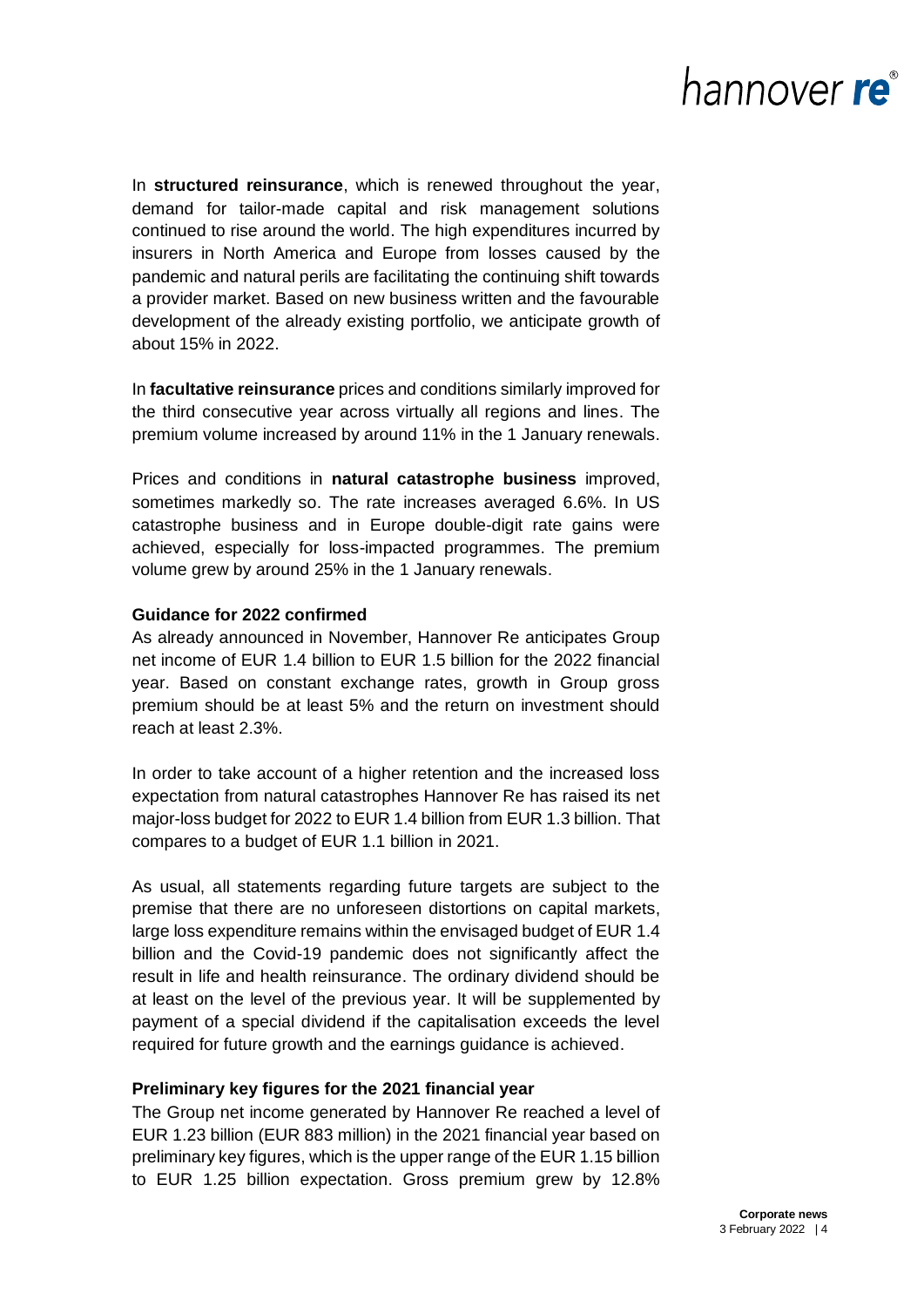In **structured reinsurance**, which is renewed throughout the year, demand for tailor-made capital and risk management solutions continued to rise around the world. The high expenditures incurred by insurers in North America and Europe from losses caused by the pandemic and natural perils are facilitating the continuing shift towards a provider market. Based on new business written and the favourable development of the already existing portfolio, we anticipate growth of about 15% in 2022.

In **facultative reinsurance** prices and conditions similarly improved for the third consecutive year across virtually all regions and lines. The premium volume increased by around 11% in the 1 January renewals.

Prices and conditions in **natural catastrophe business** improved, sometimes markedly so. The rate increases averaged 6.6%. In US catastrophe business and in Europe double-digit rate gains were achieved, especially for loss-impacted programmes. The premium volume grew by around 25% in the 1 January renewals.

**Guidance for 2022 confirmed**

As already announced in November, Hannover Re anticipates Group net income of EUR 1.4 billion to EUR 1.5 billion for the 2022 financial year. Based on constant exchange rates, growth in Group gross premium should be at least 5% and the return on investment should reach at least 2.3%.

In order to take account of a higher retention and the increased loss expectation from natural catastrophes Hannover Re has raised its net major-loss budget for 2022 to EUR 1.4 billion from EUR 1.3 billion. That compares to a budget of EUR 1.1 billion in 2021.

As usual, all statements regarding future targets are subject to the premise that there are no unforeseen distortions on capital markets, large loss expenditure remains within the envisaged budget of EUR 1.4 billion and the Covid-19 pandemic does not significantly affect the result in life and health reinsurance. The ordinary dividend should be at least on the level of the previous year. It will be supplemented by payment of a special dividend if the capitalisation exceeds the level required for future growth and the earnings guidance is achieved.

**Preliminary key figures for the 2021 financial year**

The Group net income generated by Hannover Re reached a level of EUR 1.23 billion (EUR 883 million) in the 2021 financial year based on preliminary key figures, which is the upper range of the EUR 1.15 billion to EUR 1.25 billion expectation. Gross premium grew by 12.8%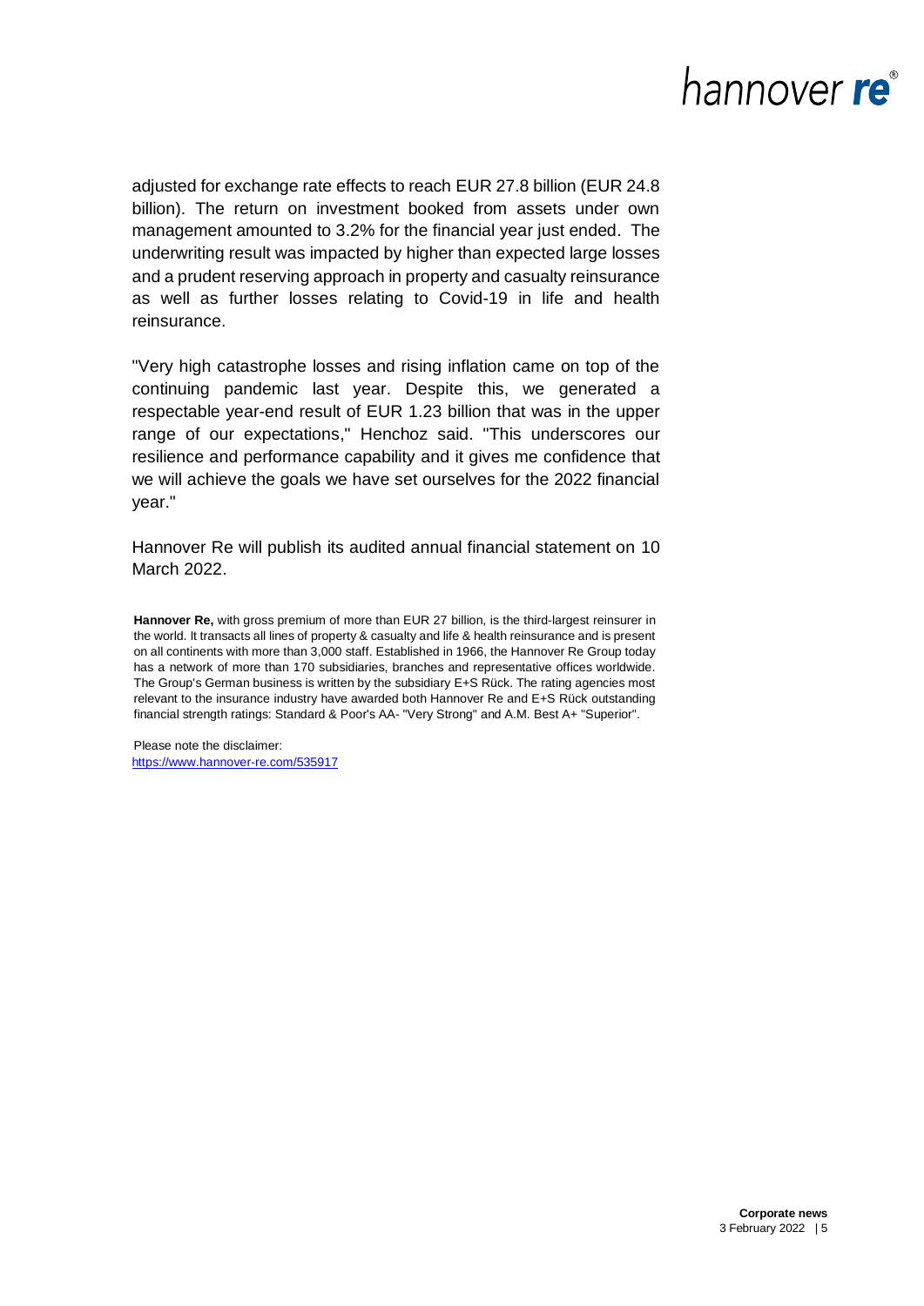adjusted for exchange rate effects to reach EUR 27.8 billion (EUR 24.8 billion). The return on investment booked from assets under own management amounted to 3.2% for the financial year just ended. The underwriting result was impacted by higher than expected large losses and a prudent reserving approach in property and casualty reinsurance as well as further losses relating to Covid-19 in life and health reinsurance.

"Very high catastrophe losses and rising inflation came on top of the continuing pandemic last year. Despite this, we generated a respectable year-end result of EUR 1.23 billion that was in the upper range of our expectations," Henchoz said. "This underscores our resilience and performance capability and it gives me confidence that we will achieve the goals we have set ourselves for the 2022 financial year."

Hannover Re will publish its audited annual financial statement on 10 March 2022.

**Hannover Re,** with gross premium of more than EUR 27 billion, is the third-largest reinsurer in the world. It transacts all lines of property & casualty and life & health reinsurance and is present on all continents with more than 3,000 staff. Established in 1966, the Hannover Re Group today has a network of more than 170 subsidiaries, branches and representative offices worldwide. The Group's German business is written by the subsidiary E+S Rück. The rating agencies most relevant to the insurance industry have awarded both Hannover Re and E+S Rück outstanding financial strength ratings: Standard & Poor's AA- "Very Strong" and A.M. Best A+ "Superior".

Please note the disclaimer:
https://www.hannover-re.com/535917